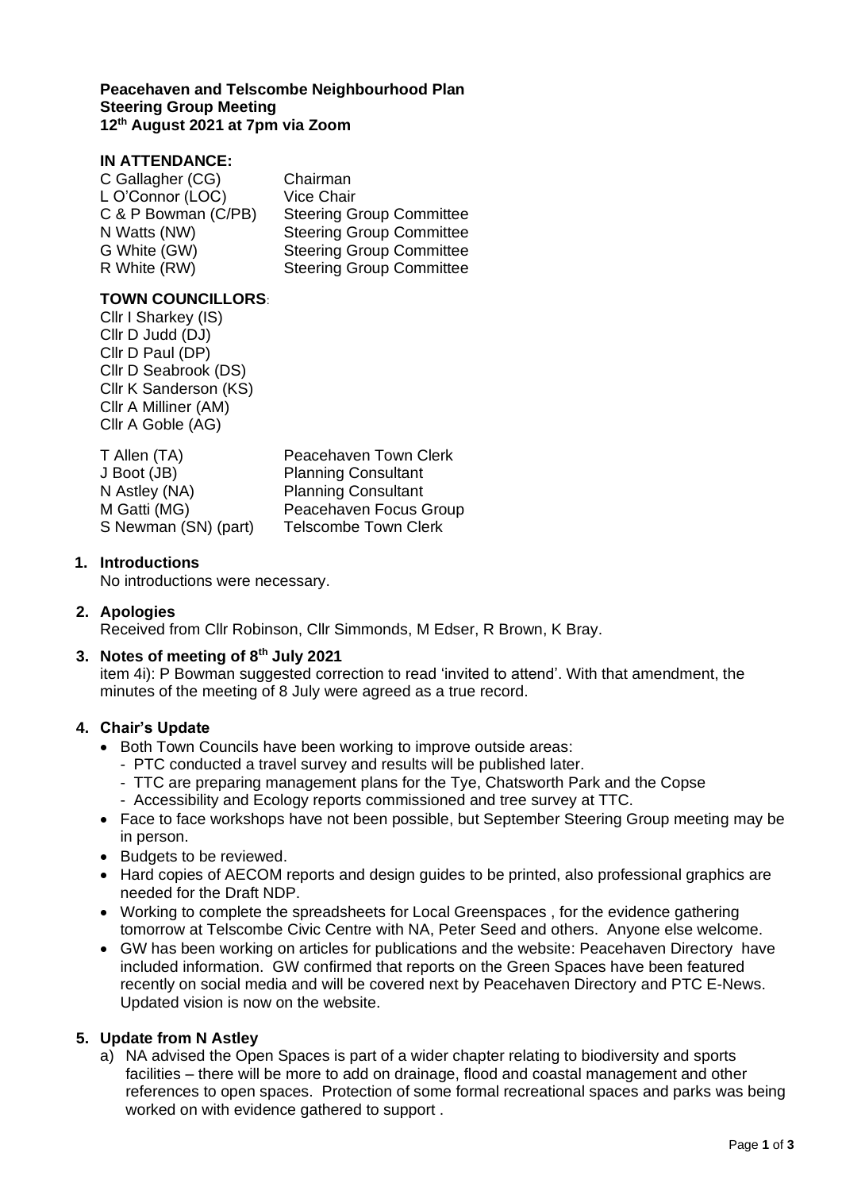**Peacehaven and Telscombe Neighbourhood Plan**
**Steering Group Meeting**
**12th August 2021 at 7pm via Zoom**

**IN ATTENDANCE:**

| | |
|---|---|
| C Gallagher (CG) | Chairman |
| L O'Connor (LOC) | Vice Chair |
| C & P Bowman (C/PB) | Steering Group Committee |
| N Watts (NW) | Steering Group Committee |
| G White (GW) | Steering Group Committee |
| R White (RW) | Steering Group Committee |

**TOWN COUNCILLORS**:

Cllr I Sharkey (IS)
Cllr D Judd (DJ)
Cllr D Paul (DP)
Cllr D Seabrook (DS)
Cllr K Sanderson (KS)
Cllr A Milliner (AM)
Cllr A Goble (AG)

| | |
|---|---|
| T Allen (TA) | Peacehaven Town Clerk |
| J Boot (JB) | Planning Consultant |
| N Astley (NA) | Planning Consultant |
| M Gatti (MG) | Peacehaven Focus Group |
| S Newman (SN) (part) | Telscombe Town Clerk |

1. **Introductions**
   No introductions were necessary.

2. **Apologies**
   Received from Cllr Robinson, Cllr Simmonds, M Edser, R Brown, K Bray.

3. **Notes of meeting of 8th July 2021**
   item 4i): P Bowman suggested correction to read 'invited to attend'. With that amendment, the minutes of the meeting of 8 July were agreed as a true record.

4. **Chair's Update**
   - Both Town Councils have been working to improve outside areas:
     - PTC conducted a travel survey and results will be published later.
     - TTC are preparing management plans for the Tye, Chatsworth Park and the Copse
     - Accessibility and Ecology reports commissioned and tree survey at TTC.
   - Face to face workshops have not been possible, but September Steering Group meeting may be in person.
   - Budgets to be reviewed.
   - Hard copies of AECOM reports and design guides to be printed, also professional graphics are needed for the Draft NDP.
   - Working to complete the spreadsheets for Local Greenspaces , for the evidence gathering tomorrow at Telscombe Civic Centre with NA, Peter Seed and others. Anyone else welcome.
   - GW has been working on articles for publications and the website: Peacehaven Directory have included information. GW confirmed that reports on the Green Spaces have been featured recently on social media and will be covered next by Peacehaven Directory and PTC E-News. Updated vision is now on the website.

5. **Update from N Astley**
   a) NA advised the Open Spaces is part of a wider chapter relating to biodiversity and sports facilities – there will be more to add on drainage, flood and coastal management and other references to open spaces. Protection of some formal recreational spaces and parks was being worked on with evidence gathered to support .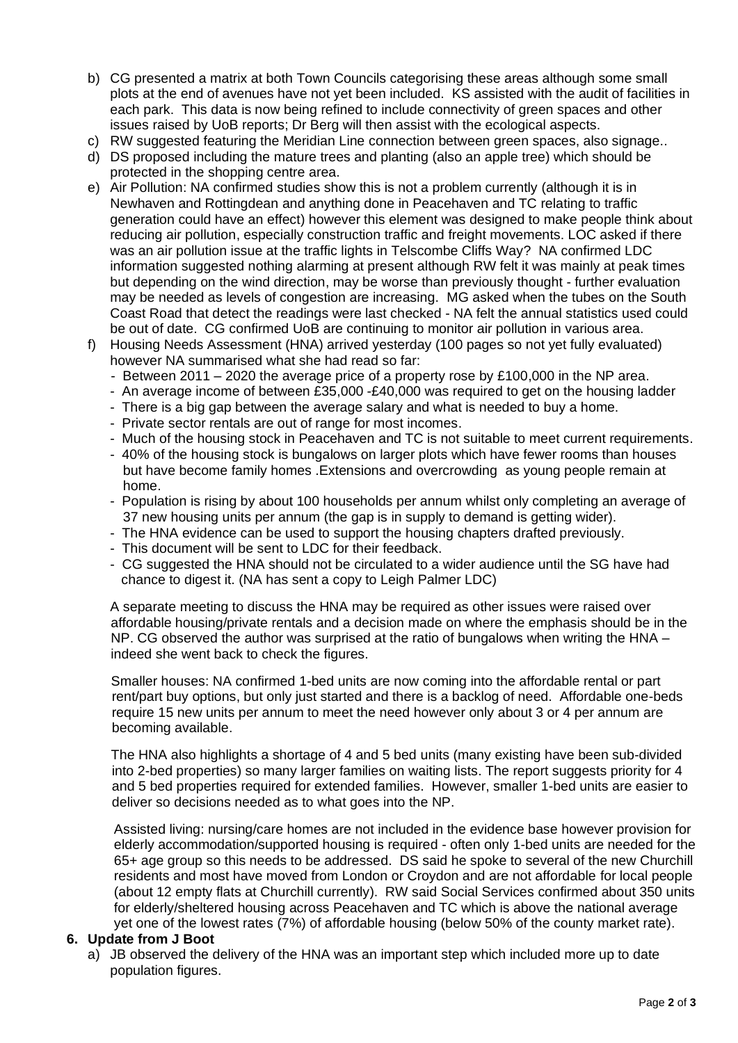b) CG presented a matrix at both Town Councils categorising these areas although some small plots at the end of avenues have not yet been included. KS assisted with the audit of facilities in each park. This data is now being refined to include connectivity of green spaces and other issues raised by UoB reports; Dr Berg will then assist with the ecological aspects.
c) RW suggested featuring the Meridian Line connection between green spaces, also signage..
d) DS proposed including the mature trees and planting (also an apple tree) which should be protected in the shopping centre area.
e) Air Pollution: NA confirmed studies show this is not a problem currently (although it is in Newhaven and Rottingdean and anything done in Peacehaven and TC relating to traffic generation could have an effect) however this element was designed to make people think about reducing air pollution, especially construction traffic and freight movements. LOC asked if there was an air pollution issue at the traffic lights in Telscombe Cliffs Way? NA confirmed LDC information suggested nothing alarming at present although RW felt it was mainly at peak times but depending on the wind direction, may be worse than previously thought - further evaluation may be needed as levels of congestion are increasing. MG asked when the tubes on the South Coast Road that detect the readings were last checked - NA felt the annual statistics used could be out of date. CG confirmed UoB are continuing to monitor air pollution in various area.
f) Housing Needs Assessment (HNA) arrived yesterday (100 pages so not yet fully evaluated) however NA summarised what she had read so far:
   - Between 2011 – 2020 the average price of a property rose by £100,000 in the NP area.
   - An average income of between £35,000 -£40,000 was required to get on the housing ladder
   - There is a big gap between the average salary and what is needed to buy a home.
   - Private sector rentals are out of range for most incomes.
   - Much of the housing stock in Peacehaven and TC is not suitable to meet current requirements.
   - 40% of the housing stock is bungalows on larger plots which have fewer rooms than houses but have become family homes .Extensions and overcrowding as young people remain at home.
   - Population is rising by about 100 households per annum whilst only completing an average of 37 new housing units per annum (the gap is in supply to demand is getting wider).
   - The HNA evidence can be used to support the housing chapters drafted previously.
   - This document will be sent to LDC for their feedback.
   - CG suggested the HNA should not be circulated to a wider audience until the SG have had chance to digest it. (NA has sent a copy to Leigh Palmer LDC)

   A separate meeting to discuss the HNA may be required as other issues were raised over affordable housing/private rentals and a decision made on where the emphasis should be in the NP. CG observed the author was surprised at the ratio of bungalows when writing the HNA – indeed she went back to check the figures.

   Smaller houses: NA confirmed 1-bed units are now coming into the affordable rental or part rent/part buy options, but only just started and there is a backlog of need. Affordable one-beds require 15 new units per annum to meet the need however only about 3 or 4 per annum are becoming available.

   The HNA also highlights a shortage of 4 and 5 bed units (many existing have been sub-divided into 2-bed properties) so many larger families on waiting lists. The report suggests priority for 4 and 5 bed properties required for extended families. However, smaller 1-bed units are easier to deliver so decisions needed as to what goes into the NP.

   Assisted living: nursing/care homes are not included in the evidence base however provision for elderly accommodation/supported housing is required - often only 1-bed units are needed for the 65+ age group so this needs to be addressed. DS said he spoke to several of the new Churchill residents and most have moved from London or Croydon and are not affordable for local people (about 12 empty flats at Churchill currently). RW said Social Services confirmed about 350 units for elderly/sheltered housing across Peacehaven and TC which is above the national average yet one of the lowest rates (7%) of affordable housing (below 50% of the county market rate).

**6. Update from J Boot**

a) JB observed the delivery of the HNA was an important step which included more up to date population figures.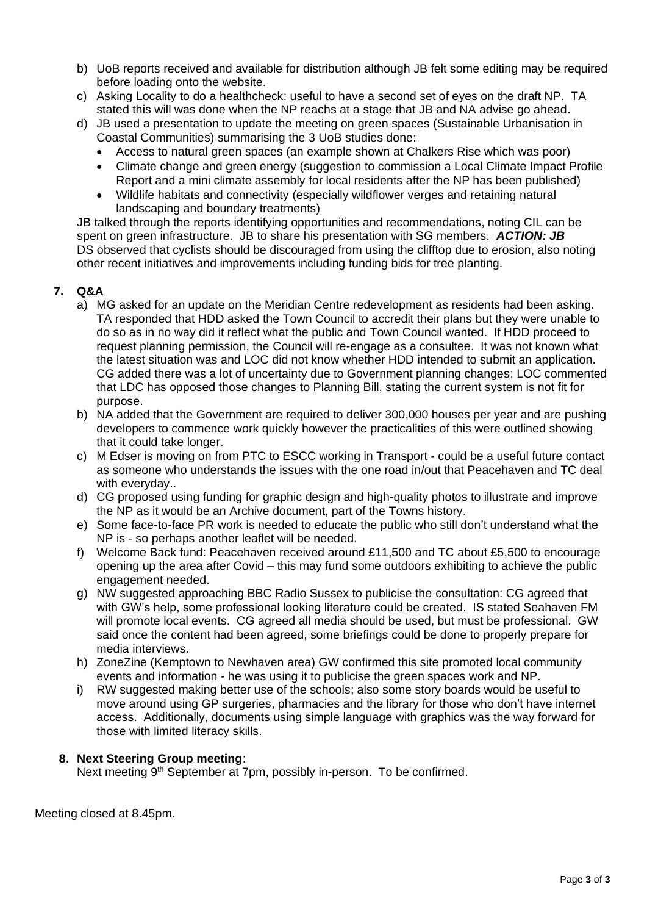b) UoB reports received and available for distribution although JB felt some editing may be required before loading onto the website.
c) Asking Locality to do a healthcheck: useful to have a second set of eyes on the draft NP. TA stated this will was done when the NP reachs at a stage that JB and NA advise go ahead.
d) JB used a presentation to update the meeting on green spaces (Sustainable Urbanisation in Coastal Communities) summarising the 3 UoB studies done:
   - Access to natural green spaces (an example shown at Chalkers Rise which was poor)
   - Climate change and green energy (suggestion to commission a Local Climate Impact Profile Report and a mini climate assembly for local residents after the NP has been published)
   - Wildlife habitats and connectivity (especially wildflower verges and retaining natural landscaping and boundary treatments)

JB talked through the reports identifying opportunities and recommendations, noting CIL can be spent on green infrastructure. JB to share his presentation with SG members. ***ACTION: JB***
DS observed that cyclists should be discouraged from using the clifftop due to erosion, also noting other recent initiatives and improvements including funding bids for tree planting.

**7. Q&A**

a) MG asked for an update on the Meridian Centre redevelopment as residents had been asking. TA responded that HDD asked the Town Council to accredit their plans but they were unable to do so as in no way did it reflect what the public and Town Council wanted. If HDD proceed to request planning permission, the Council will re-engage as a consultee. It was not known what the latest situation was and LOC did not know whether HDD intended to submit an application. CG added there was a lot of uncertainty due to Government planning changes; LOC commented that LDC has opposed those changes to Planning Bill, stating the current system is not fit for purpose.
b) NA added that the Government are required to deliver 300,000 houses per year and are pushing developers to commence work quickly however the practicalities of this were outlined showing that it could take longer.
c) M Edser is moving on from PTC to ESCC working in Transport - could be a useful future contact as someone who understands the issues with the one road in/out that Peacehaven and TC deal with everyday..
d) CG proposed using funding for graphic design and high-quality photos to illustrate and improve the NP as it would be an Archive document, part of the Towns history.
e) Some face-to-face PR work is needed to educate the public who still don't understand what the NP is - so perhaps another leaflet will be needed.
f) Welcome Back fund: Peacehaven received around £11,500 and TC about £5,500 to encourage opening up the area after Covid – this may fund some outdoors exhibiting to achieve the public engagement needed.
g) NW suggested approaching BBC Radio Sussex to publicise the consultation: CG agreed that with GW's help, some professional looking literature could be created. IS stated Seahaven FM will promote local events. CG agreed all media should be used, but must be professional. GW said once the content had been agreed, some briefings could be done to properly prepare for media interviews.
h) ZoneZine (Kemptown to Newhaven area) GW confirmed this site promoted local community events and information - he was using it to publicise the green spaces work and NP.
i) RW suggested making better use of the schools; also some story boards would be useful to move around using GP surgeries, pharmacies and the library for those who don't have internet access. Additionally, documents using simple language with graphics was the way forward for those with limited literacy skills.

**8. Next Steering Group meeting**:
Next meeting 9th September at 7pm, possibly in-person. To be confirmed.

Meeting closed at 8.45pm.